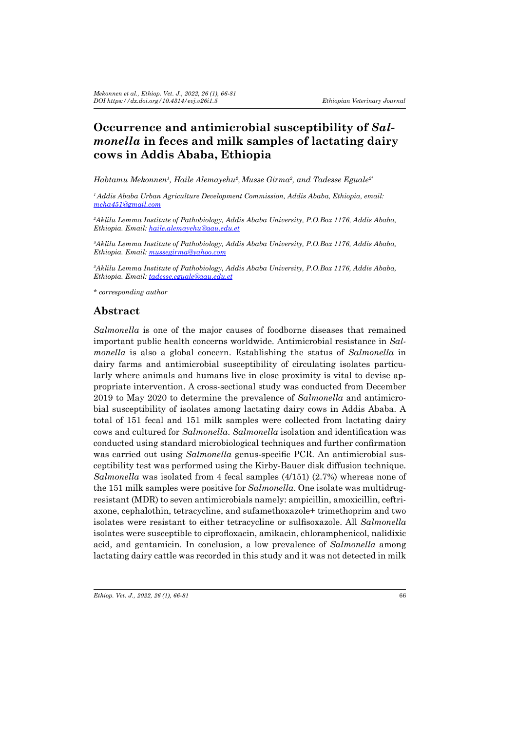# Occurrence and antimicrobial susceptibility of *Salmonella* in feces and milk samples of lactating dairy cows in Addis Ababa, Ethiopia

*Habtamu Mekonnen[1], Haile Alemayehu[2], Musse Girma[2], and Tadesse Eguale[2*]*

*[1] Addis Ababa Urban Agriculture Development Commission, Addis Ababa, Ethiopia, email: meha451@gmail.com*

*[2]Aklilu Lemma Institute of Pathobiology, Addis Ababa University, P.O.Box 1176, Addis Ababa, Ethiopia. Email: haile.alemayehu@aau.edu.et*

*[2]Aklilu Lemma Institute of Pathobiology, Addis Ababa University, P.O.Box 1176, Addis Ababa, Ethiopia. Email: mussegirma@yahoo.com*

*[2]Aklilu Lemma Institute of Pathobiology, Addis Ababa University, P.O.Box 1176, Addis Ababa, Ethiopia. Email: tadesse.eguale@aau.edu.et*

\* *corresponding author*

## Abstract

*Salmonella* is one of the major causes of foodborne diseases that remained important public health concerns worldwide. Antimicrobial resistance in *Salmonella* is also a global concern. Establishing the status of *Salmonella* in dairy farms and antimicrobial susceptibility of circulating isolates particularly where animals and humans live in close proximity is vital to devise appropriate intervention. A cross-sectional study was conducted from December 2019 to May 2020 to determine the prevalence of *Salmonella* and antimicrobial susceptibility of isolates among lactating dairy cows in Addis Ababa. A total of 151 fecal and 151 milk samples were collected from lactating dairy cows and cultured for *Salmonella*. *Salmonella* isolation and identification was conducted using standard microbiological techniques and further confirmation was carried out using *Salmonella* genus-specific PCR. An antimicrobial susceptibility test was performed using the Kirby-Bauer disk diffusion technique. *Salmonella* was isolated from 4 fecal samples (4/151) (2.7%) whereas none of the 151 milk samples were positive for *Salmonella*. One isolate was multidrug-resistant (MDR) to seven antimicrobials namely: ampicillin, amoxicillin, ceftriaxone, cephalothin, tetracycline, and sufamethoxazole+ trimethoprim and two isolates were resistant to either tetracycline or sulfisoxazole. All *Salmonella* isolates were susceptible to ciprofloxacin, amikacin, chloramphenicol, nalidixic acid, and gentamicin. In conclusion, a low prevalence of *Salmonella* among lactating dairy cattle was recorded in this study and it was not detected in milk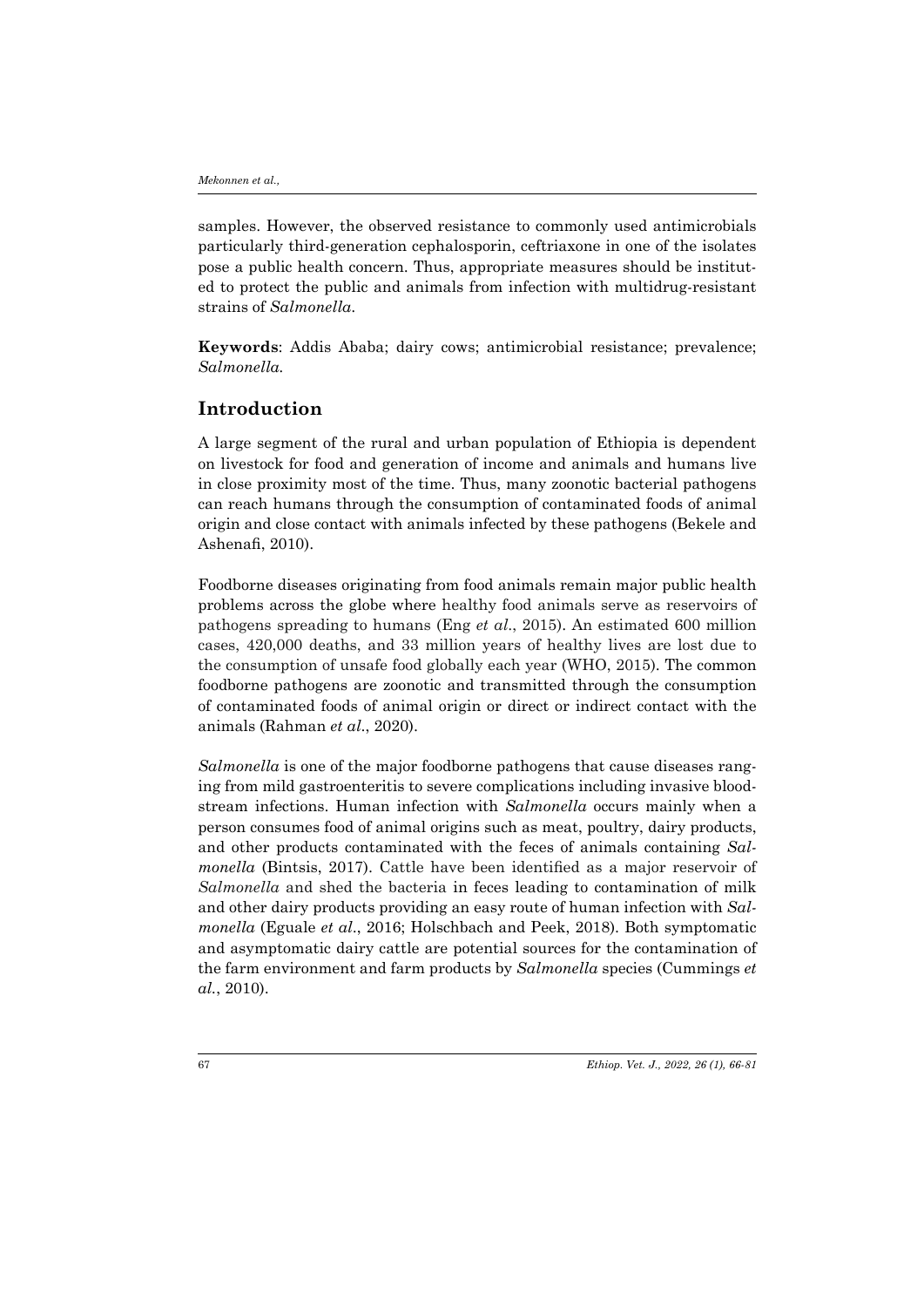samples. However, the observed resistance to commonly used antimicrobials particularly third-generation cephalosporin, ceftriaxone in one of the isolates pose a public health concern. Thus, appropriate measures should be instituted to protect the public and animals from infection with multidrug-resistant strains of *Salmonella*.

**Keywords**: Addis Ababa; dairy cows; antimicrobial resistance; prevalence; *Salmonella*.

## Introduction

A large segment of the rural and urban population of Ethiopia is dependent on livestock for food and generation of income and animals and humans live in close proximity most of the time. Thus, many zoonotic bacterial pathogens can reach humans through the consumption of contaminated foods of animal origin and close contact with animals infected by these pathogens (Bekele and Ashenafi, 2010).

Foodborne diseases originating from food animals remain major public health problems across the globe where healthy food animals serve as reservoirs of pathogens spreading to humans (Eng *et al*., 2015). An estimated 600 million cases, 420,000 deaths, and 33 million years of healthy lives are lost due to the consumption of unsafe food globally each year (WHO, 2015). The common foodborne pathogens are zoonotic and transmitted through the consumption of contaminated foods of animal origin or direct or indirect contact with the animals (Rahman *et al*., 2020).

*Salmonella* is one of the major foodborne pathogens that cause diseases ranging from mild gastroenteritis to severe complications including invasive bloodstream infections. Human infection with *Salmonella* occurs mainly when a person consumes food of animal origins such as meat, poultry, dairy products, and other products contaminated with the feces of animals containing *Salmonella* (Bintsis, 2017). Cattle have been identified as a major reservoir of *Salmonella* and shed the bacteria in feces leading to contamination of milk and other dairy products providing an easy route of human infection with *Salmonella* (Eguale *et al*., 2016; Holschbach and Peek, 2018). Both symptomatic and asymptomatic dairy cattle are potential sources for the contamination of the farm environment and farm products by *Salmonella* species (Cummings *et al*., 2010).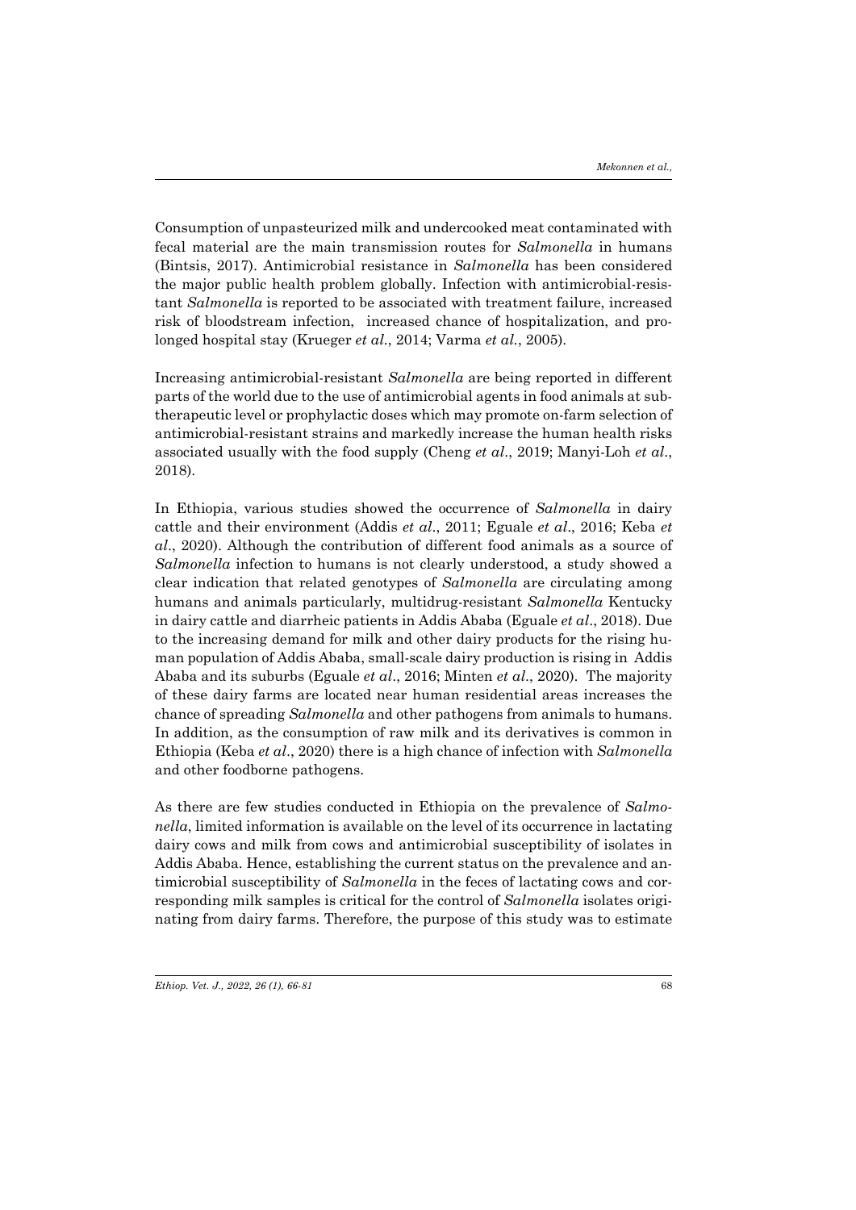Consumption of unpasteurized milk and undercooked meat contaminated with fecal material are the main transmission routes for *Salmonella* in humans (Bintsis, 2017). Antimicrobial resistance in *Salmonella* has been considered the major public health problem globally. Infection with antimicrobial-resistant *Salmonella* is reported to be associated with treatment failure, increased risk of bloodstream infection, increased chance of hospitalization, and prolonged hospital stay (Krueger *et al*., 2014; Varma *et al.*, 2005).

Increasing antimicrobial-resistant *Salmonella* are being reported in different parts of the world due to the use of antimicrobial agents in food animals at subtherapeutic level or prophylactic doses which may promote on-farm selection of antimicrobial-resistant strains and markedly increase the human health risks associated usually with the food supply (Cheng *et al*., 2019; Manyi-Loh *et al*., 2018).

In Ethiopia, various studies showed the occurrence of *Salmonella* in dairy cattle and their environment (Addis *et al*., 2011; Eguale *et al*., 2016; Keba *et al*., 2020). Although the contribution of different food animals as a source of *Salmonella* infection to humans is not clearly understood, a study showed a clear indication that related genotypes of *Salmonella* are circulating among humans and animals particularly, multidrug-resistant *Salmonella* Kentucky in dairy cattle and diarrheic patients in Addis Ababa (Eguale *et al*., 2018). Due to the increasing demand for milk and other dairy products for the rising human population of Addis Ababa, small-scale dairy production is rising in Addis Ababa and its suburbs (Eguale *et al*., 2016; Minten *et al*., 2020). The majority of these dairy farms are located near human residential areas increases the chance of spreading *Salmonella* and other pathogens from animals to humans. In addition, as the consumption of raw milk and its derivatives is common in Ethiopia (Keba *et al*., 2020) there is a high chance of infection with *Salmonella* and other foodborne pathogens.

As there are few studies conducted in Ethiopia on the prevalence of *Salmonella*, limited information is available on the level of its occurrence in lactating dairy cows and milk from cows and antimicrobial susceptibility of isolates in Addis Ababa. Hence, establishing the current status on the prevalence and antimicrobial susceptibility of *Salmonella* in the feces of lactating cows and corresponding milk samples is critical for the control of *Salmonella* isolates originating from dairy farms. Therefore, the purpose of this study was to estimate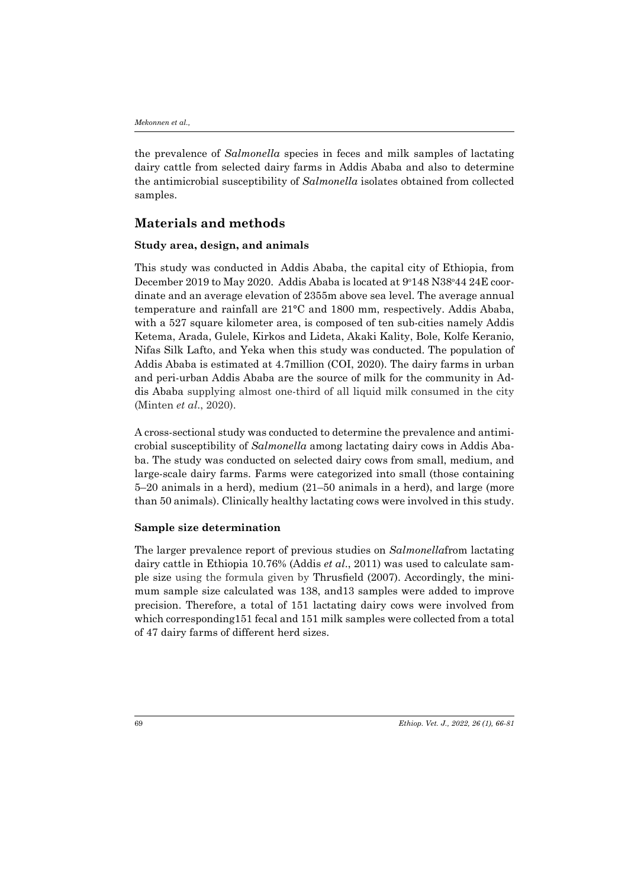the prevalence of *Salmonella* species in feces and milk samples of lactating dairy cattle from selected dairy farms in Addis Ababa and also to determine the antimicrobial susceptibility of *Salmonella* isolates obtained from collected samples.

## Materials and methods

### Study area, design, and animals

This study was conducted in Addis Ababa, the capital city of Ethiopia, from December 2019 to May 2020. Addis Ababa is located at 9°148 N38°44 24E coordinate and an average elevation of 2355m above sea level. The average annual temperature and rainfall are 21°C and 1800 mm, respectively. Addis Ababa, with a 527 square kilometer area, is composed of ten sub-cities namely Addis Ketema, Arada, Gulele, Kirkos and Lideta, Akaki Kality, Bole, Kolfe Keranio, Nifas Silk Lafto, and Yeka when this study was conducted. The population of Addis Ababa is estimated at 4.7million (COI, 2020). The dairy farms in urban and peri-urban Addis Ababa are the source of milk for the community in Addis Ababa supplying almost one-third of all liquid milk consumed in the city (Minten *et al*., 2020).

A cross-sectional study was conducted to determine the prevalence and antimicrobial susceptibility of *Salmonella* among lactating dairy cows in Addis Ababa. The study was conducted on selected dairy cows from small, medium, and large-scale dairy farms. Farms were categorized into small (those containing 5–20 animals in a herd), medium (21–50 animals in a herd), and large (more than 50 animals). Clinically healthy lactating cows were involved in this study.

### Sample size determination

The larger prevalence report of previous studies on *Salmonella*from lactating dairy cattle in Ethiopia 10.76% (Addis *et al*., 2011) was used to calculate sample size using the formula given by Thrusfield (2007). Accordingly, the minimum sample size calculated was 138, and13 samples were added to improve precision. Therefore, a total of 151 lactating dairy cows were involved from which corresponding151 fecal and 151 milk samples were collected from a total of 47 dairy farms of different herd sizes.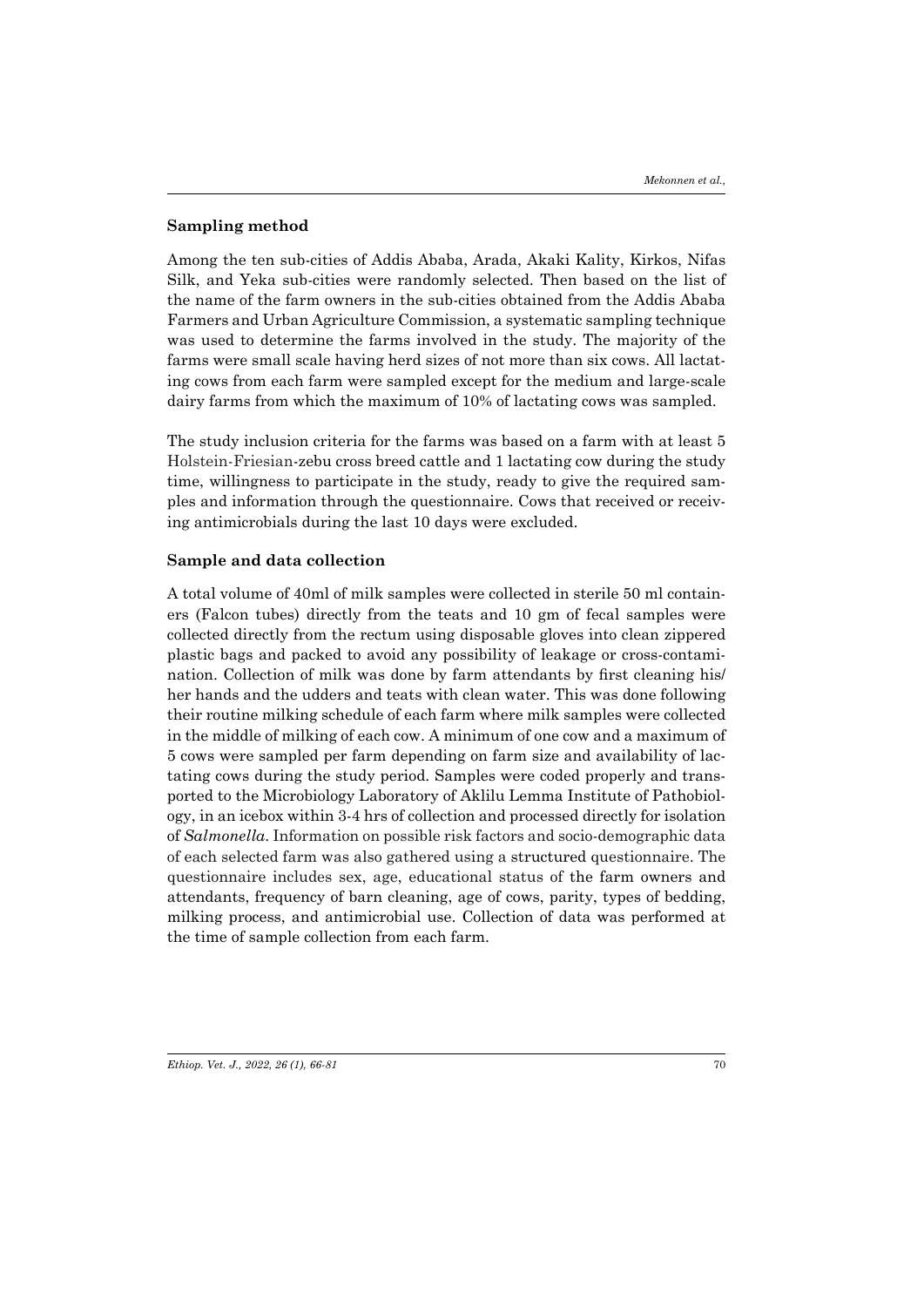### Sampling method

Among the ten sub-cities of Addis Ababa, Arada, Akaki Kality, Kirkos, Nifas Silk, and Yeka sub-cities were randomly selected. Then based on the list of the name of the farm owners in the sub-cities obtained from the Addis Ababa Farmers and Urban Agriculture Commission, a systematic sampling technique was used to determine the farms involved in the study. The majority of the farms were small scale having herd sizes of not more than six cows. All lactating cows from each farm were sampled except for the medium and large-scale dairy farms from which the maximum of 10% of lactating cows was sampled.

The study inclusion criteria for the farms was based on a farm with at least 5 Holstein-Friesian-zebu cross breed cattle and 1 lactating cow during the study time, willingness to participate in the study, ready to give the required samples and information through the questionnaire. Cows that received or receiving antimicrobials during the last 10 days were excluded.

### Sample and data collection

A total volume of 40ml of milk samples were collected in sterile 50 ml containers (Falcon tubes) directly from the teats and 10 gm of fecal samples were collected directly from the rectum using disposable gloves into clean zippered plastic bags and packed to avoid any possibility of leakage or cross-contamination. Collection of milk was done by farm attendants by first cleaning his/her hands and the udders and teats with clean water. This was done following their routine milking schedule of each farm where milk samples were collected in the middle of milking of each cow. A minimum of one cow and a maximum of 5 cows were sampled per farm depending on farm size and availability of lactating cows during the study period. Samples were coded properly and transported to the Microbiology Laboratory of Aklilu Lemma Institute of Pathobiology, in an icebox within 3-4 hrs of collection and processed directly for isolation of *Salmonella*. Information on possible risk factors and socio-demographic data of each selected farm was also gathered using a structured questionnaire. The questionnaire includes sex, age, educational status of the farm owners and attendants, frequency of barn cleaning, age of cows, parity, types of bedding, milking process, and antimicrobial use. Collection of data was performed at the time of sample collection from each farm.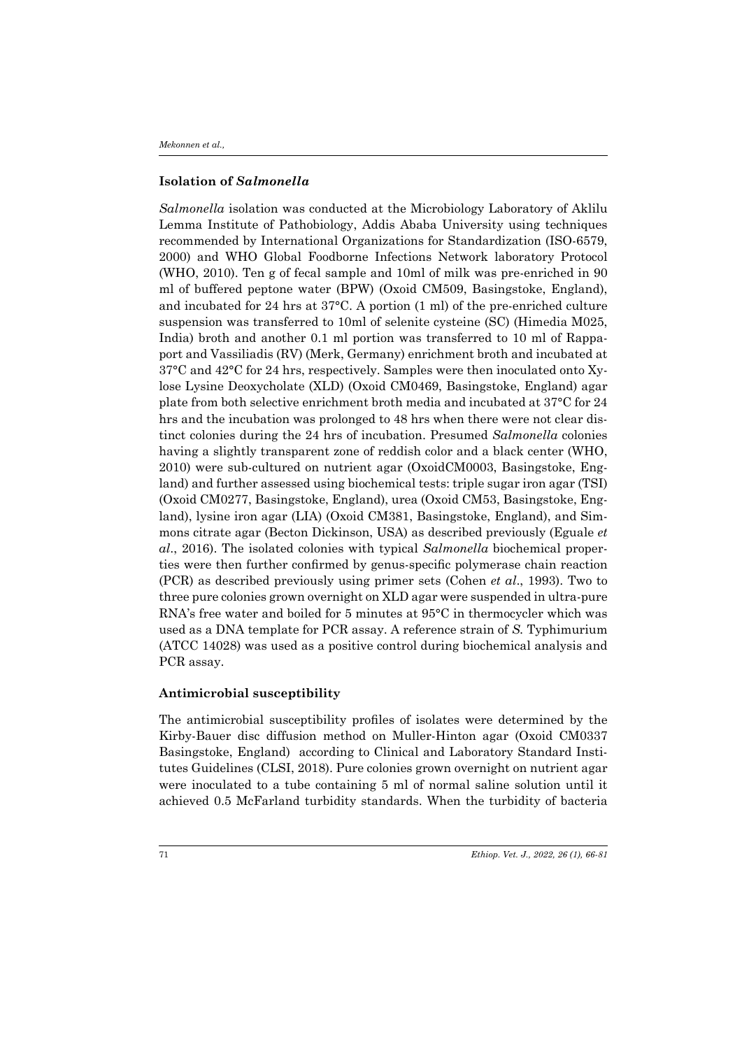## Isolation of *Salmonella*

*Salmonella* isolation was conducted at the Microbiology Laboratory of Aklilu Lemma Institute of Pathobiology, Addis Ababa University using techniques recommended by International Organizations for Standardization (ISO-6579, 2000) and WHO Global Foodborne Infections Network laboratory Protocol (WHO, 2010). Ten g of fecal sample and 10ml of milk was pre-enriched in 90 ml of buffered peptone water (BPW) (Oxoid CM509, Basingstoke, England), and incubated for 24 hrs at 37°C. A portion (1 ml) of the pre-enriched culture suspension was transferred to 10ml of selenite cysteine (SC) (Himedia M025, India) broth and another 0.1 ml portion was transferred to 10 ml of Rappaport and Vassiliadis (RV) (Merk, Germany) enrichment broth and incubated at 37°C and 42°C for 24 hrs, respectively. Samples were then inoculated onto Xylose Lysine Deoxycholate (XLD) (Oxoid CM0469, Basingstoke, England) agar plate from both selective enrichment broth media and incubated at 37°C for 24 hrs and the incubation was prolonged to 48 hrs when there were not clear distinct colonies during the 24 hrs of incubation. Presumed *Salmonella* colonies having a slightly transparent zone of reddish color and a black center (WHO, 2010) were sub-cultured on nutrient agar (OxoidCM0003, Basingstoke, England) and further assessed using biochemical tests: triple sugar iron agar (TSI) (Oxoid CM0277, Basingstoke, England), urea (Oxoid CM53, Basingstoke, England), lysine iron agar (LIA) (Oxoid CM381, Basingstoke, England), and Simmons citrate agar (Becton Dickinson, USA) as described previously (Eguale *et al*., 2016). The isolated colonies with typical *Salmonella* biochemical properties were then further confirmed by genus-specific polymerase chain reaction (PCR) as described previously using primer sets (Cohen *et al*., 1993). Two to three pure colonies grown overnight on XLD agar were suspended in ultra-pure RNA's free water and boiled for 5 minutes at 95°C in thermocycler which was used as a DNA template for PCR assay. A reference strain of *S.* Typhimurium (ATCC 14028) was used as a positive control during biochemical analysis and PCR assay.

## Antimicrobial susceptibility

The antimicrobial susceptibility profiles of isolates were determined by the Kirby-Bauer disc diffusion method on Muller-Hinton agar (Oxoid CM0337 Basingstoke, England) according to Clinical and Laboratory Standard Institutes Guidelines (CLSI, 2018). Pure colonies grown overnight on nutrient agar were inoculated to a tube containing 5 ml of normal saline solution until it achieved 0.5 McFarland turbidity standards. When the turbidity of bacteria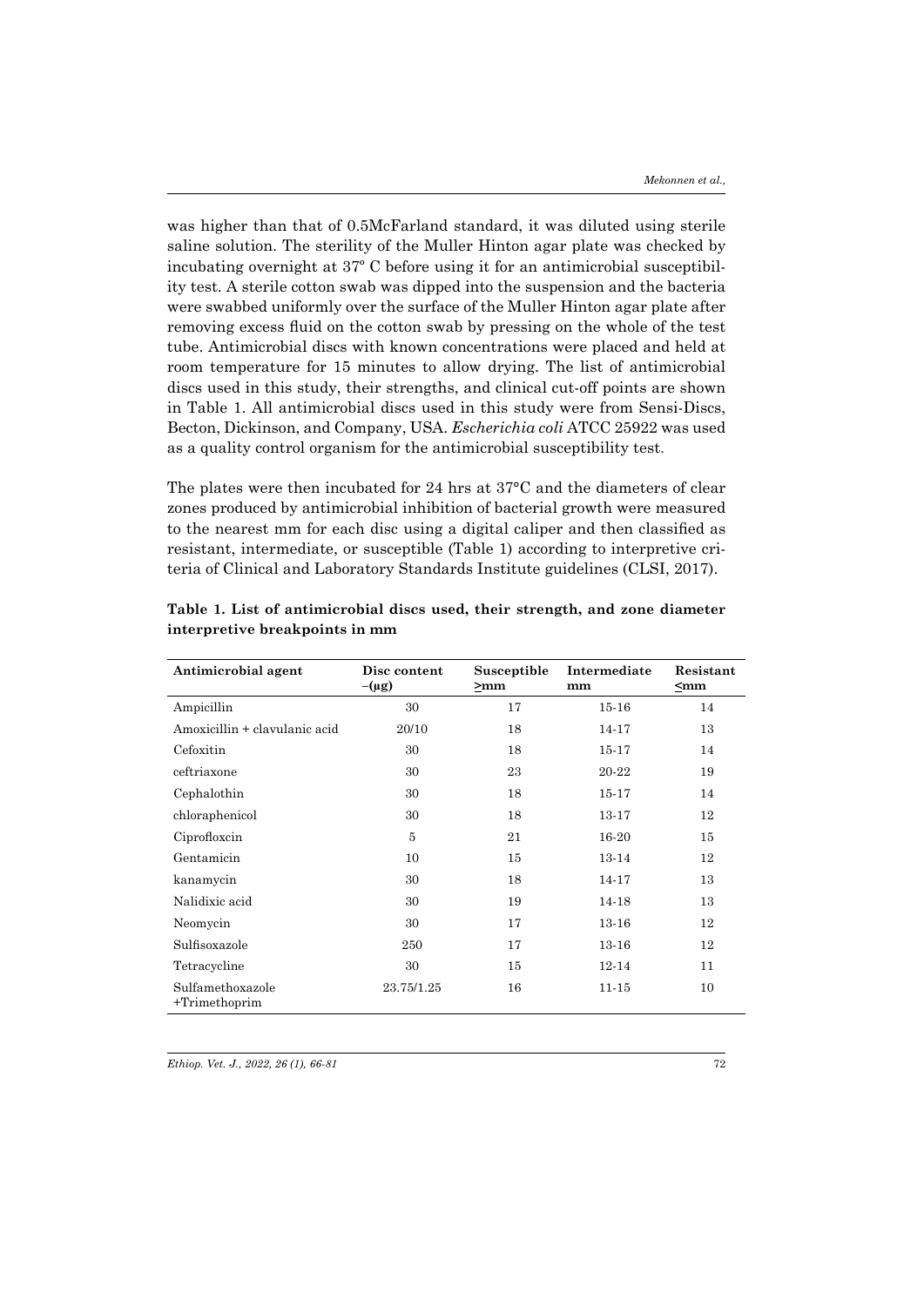was higher than that of 0.5McFarland standard, it was diluted using sterile saline solution. The sterility of the Muller Hinton agar plate was checked by incubating overnight at 37º C before using it for an antimicrobial susceptibility test. A sterile cotton swab was dipped into the suspension and the bacteria were swabbed uniformly over the surface of the Muller Hinton agar plate after removing excess fluid on the cotton swab by pressing on the whole of the test tube. Antimicrobial discs with known concentrations were placed and held at room temperature for 15 minutes to allow drying. The list of antimicrobial discs used in this study, their strengths, and clinical cut-off points are shown in Table 1. All antimicrobial discs used in this study were from Sensi-Discs, Becton, Dickinson, and Company, USA. *Escherichia coli* ATCC 25922 was used as a quality control organism for the antimicrobial susceptibility test.

The plates were then incubated for 24 hrs at 37°C and the diameters of clear zones produced by antimicrobial inhibition of bacterial growth were measured to the nearest mm for each disc using a digital caliper and then classified as resistant, intermediate, or susceptible (Table 1) according to interpretive criteria of Clinical and Laboratory Standards Institute guidelines (CLSI, 2017).

**Table 1. List of antimicrobial discs used, their strength, and zone diameter interpretive breakpoints in mm**

| Antimicrobial agent | Disc content –(µg) | Susceptible ≥mm | Intermediate mm | Resistant ≤mm |
|---|---|---|---|---|
| Ampicillin | 30 | 17 | 15-16 | 14 |
| Amoxicillin + clavulanic acid | 20/10 | 18 | 14-17 | 13 |
| Cefoxitin | 30 | 18 | 15-17 | 14 |
| ceftriaxone | 30 | 23 | 20-22 | 19 |
| Cephalothin | 30 | 18 | 15-17 | 14 |
| chloraphenicol | 30 | 18 | 13-17 | 12 |
| Ciprofloxcin | 5 | 21 | 16-20 | 15 |
| Gentamicin | 10 | 15 | 13-14 | 12 |
| kanamycin | 30 | 18 | 14-17 | 13 |
| Nalidixic acid | 30 | 19 | 14-18 | 13 |
| Neomycin | 30 | 17 | 13-16 | 12 |
| Sulfisoxazole | 250 | 17 | 13-16 | 12 |
| Tetracycline | 30 | 15 | 12-14 | 11 |
| Sulfamethoxazole +Trimethoprim | 23.75/1.25 | 16 | 11-15 | 10 |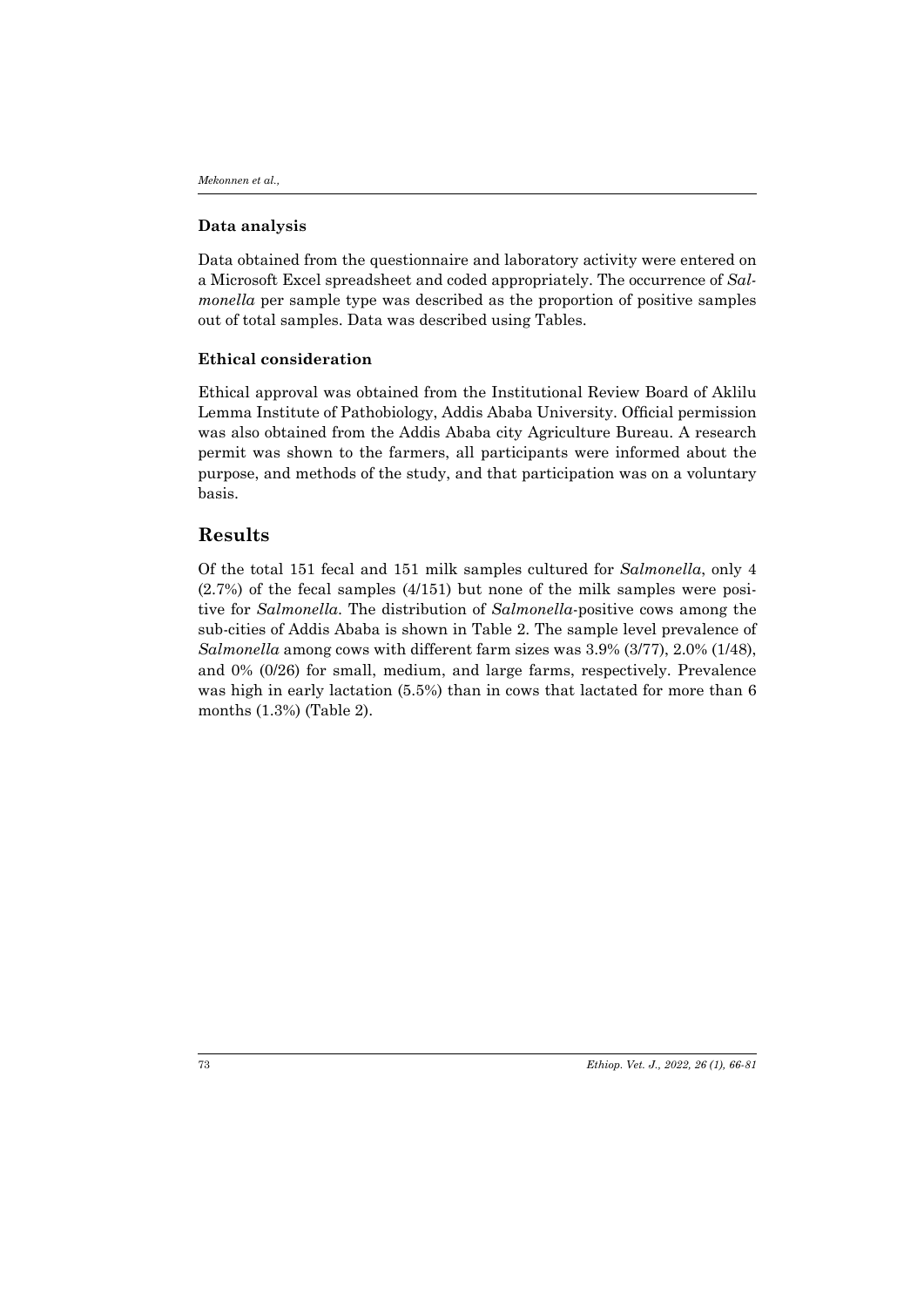### Data analysis

Data obtained from the questionnaire and laboratory activity were entered on a Microsoft Excel spreadsheet and coded appropriately. The occurrence of *Salmonella* per sample type was described as the proportion of positive samples out of total samples. Data was described using Tables.

### Ethical consideration

Ethical approval was obtained from the Institutional Review Board of Aklilu Lemma Institute of Pathobiology, Addis Ababa University. Official permission was also obtained from the Addis Ababa city Agriculture Bureau. A research permit was shown to the farmers, all participants were informed about the purpose, and methods of the study, and that participation was on a voluntary basis.

## Results

Of the total 151 fecal and 151 milk samples cultured for *Salmonella*, only 4 (2.7%) of the fecal samples (4/151) but none of the milk samples were positive for *Salmonella*. The distribution of *Salmonella*-positive cows among the sub-cities of Addis Ababa is shown in Table 2. The sample level prevalence of *Salmonella* among cows with different farm sizes was 3.9% (3/77), 2.0% (1/48), and 0% (0/26) for small, medium, and large farms, respectively. Prevalence was high in early lactation (5.5%) than in cows that lactated for more than 6 months (1.3%) (Table 2).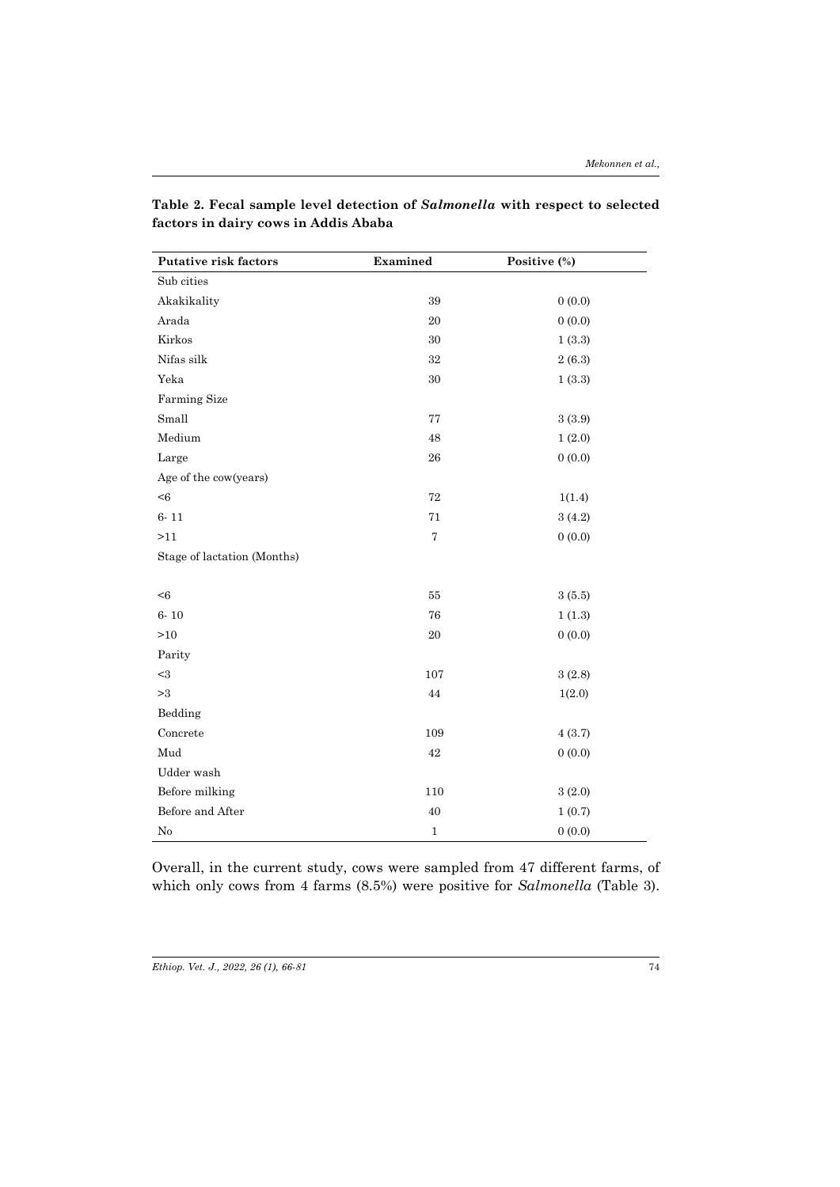**Table 2. Fecal sample level detection of *Salmonella* with respect to selected factors in dairy cows in Addis Ababa**

| Putative risk factors | Examined | Positive (%) |
|---|---|---|
| Sub cities | | |
| Akakikality | 39 | 0 (0.0) |
| Arada | 20 | 0 (0.0) |
| Kirkos | 30 | 1 (3.3) |
| Nifas silk | 32 | 2 (6.3) |
| Yeka | 30 | 1 (3.3) |
| Farming Size | | |
| Small | 77 | 3 (3.9) |
| Medium | 48 | 1 (2.0) |
| Large | 26 | 0 (0.0) |
| Age of the cow(years) | | |
| <6 | 72 | 1(1.4) |
| 6- 11 | 71 | 3 (4.2) |
| >11 | 7 | 0 (0.0) |
| Stage of lactation (Months) | | |
| <6 | 55 | 3 (5.5) |
| 6- 10 | 76 | 1 (1.3) |
| >10 | 20 | 0 (0.0) |
| Parity | | |
| <3 | 107 | 3 (2.8) |
| >3 | 44 | 1(2.0) |
| Bedding | | |
| Concrete | 109 | 4 (3.7) |
| Mud | 42 | 0 (0.0) |
| Udder wash | | |
| Before milking | 110 | 3 (2.0) |
| Before and After | 40 | 1 (0.7) |
| No | 1 | 0 (0.0) |

Overall, in the current study, cows were sampled from 47 different farms, of which only cows from 4 farms (8.5%) were positive for *Salmonella* (Table 3).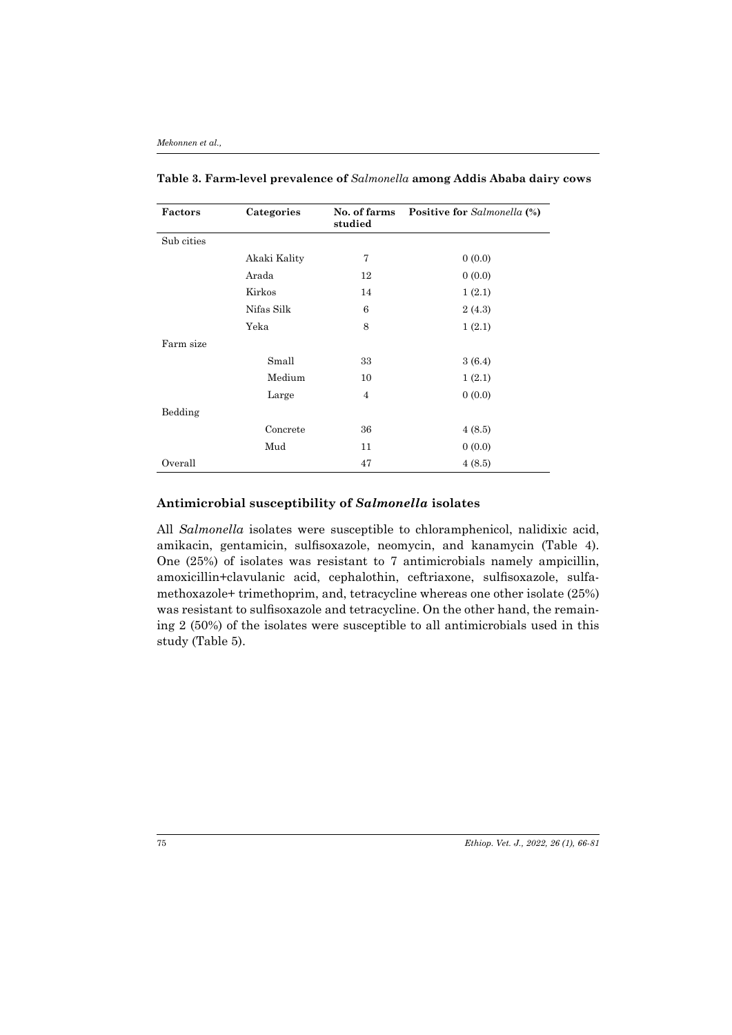**Table 3. Farm-level prevalence of *Salmonella* among Addis Ababa dairy cows**

| Factors | Categories | No. of farms studied | Positive for *Salmonella* (%) |
|---|---|---|---|
| Sub cities | | | |
| | Akaki Kality | 7 | 0 (0.0) |
| | Arada | 12 | 0 (0.0) |
| | Kirkos | 14 | 1 (2.1) |
| | Nifas Silk | 6 | 2 (4.3) |
| | Yeka | 8 | 1 (2.1) |
| Farm size | | | |
| | Small | 33 | 3 (6.4) |
| | Medium | 10 | 1 (2.1) |
| | Large | 4 | 0 (0.0) |
| Bedding | | | |
| | Concrete | 36 | 4 (8.5) |
| | Mud | 11 | 0 (0.0) |
| Overall | | 47 | 4 (8.5) |

## Antimicrobial susceptibility of *Salmonella* isolates

All *Salmonella* isolates were susceptible to chloramphenicol, nalidixic acid, amikacin, gentamicin, sulfisoxazole, neomycin, and kanamycin (Table 4). One (25%) of isolates was resistant to 7 antimicrobials namely ampicillin, amoxicillin+clavulanic acid, cephalothin, ceftriaxone, sulfisoxazole, sulfamethoxazole+ trimethoprim, and, tetracycline whereas one other isolate (25%) was resistant to sulfisoxazole and tetracycline. On the other hand, the remaining 2 (50%) of the isolates were susceptible to all antimicrobials used in this study (Table 5).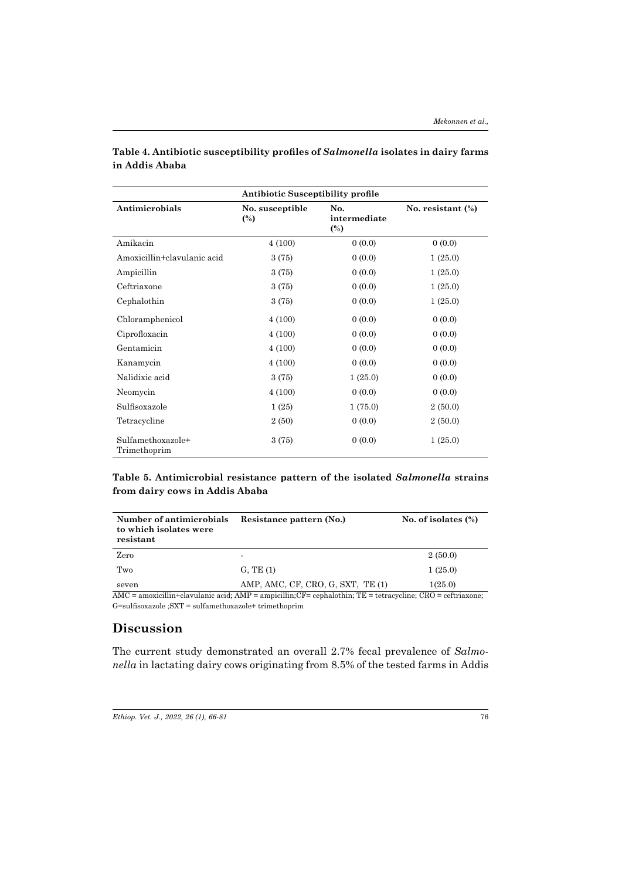**Table 4. Antibiotic susceptibility profiles of *Salmonella* isolates in dairy farms in Addis Ababa**

| | Antibiotic Susceptibility profile | | |
|---|---|---|---|
| **Antimicrobials** | **No. susceptible (%)** | **No. intermediate (%)** | **No. resistant (%)** |
| Amikacin | 4 (100) | 0 (0.0) | 0 (0.0) |
| Amoxicillin+clavulanic acid | 3 (75) | 0 (0.0) | 1 (25.0) |
| Ampicillin | 3 (75) | 0 (0.0) | 1 (25.0) |
| Ceftriaxone | 3 (75) | 0 (0.0) | 1 (25.0) |
| Cephalothin | 3 (75) | 0 (0.0) | 1 (25.0) |
| Chloramphenicol | 4 (100) | 0 (0.0) | 0 (0.0) |
| Ciprofloxacin | 4 (100) | 0 (0.0) | 0 (0.0) |
| Gentamicin | 4 (100) | 0 (0.0) | 0 (0.0) |
| Kanamycin | 4 (100) | 0 (0.0) | 0 (0.0) |
| Nalidixic acid | 3 (75) | 1 (25.0) | 0 (0.0) |
| Neomycin | 4 (100) | 0 (0.0) | 0 (0.0) |
| Sulfisoxazole | 1 (25) | 1 (75.0) | 2 (50.0) |
| Tetracycline | 2 (50) | 0 (0.0) | 2 (50.0) |
| Sulfamethoxazole+ Trimethoprim | 3 (75) | 0 (0.0) | 1 (25.0) |

**Table 5. Antimicrobial resistance pattern of the isolated *Salmonella* strains from dairy cows in Addis Ababa**

| Number of antimicrobials to which isolates were resistant | Resistance pattern (No.) | No. of isolates (%) |
|---|---|---|
| Zero | - | 2 (50.0) |
| Two | G, TE (1) | 1 (25.0) |
| seven | AMP, AMC, CF, CRO, G, SXT, TE (1) | 1(25.0) |

AMC = amoxicillin+clavulanic acid; AMP = ampicillin;CF= cephalothin; TE = tetracycline; CRO = ceftriaxone; G=sulfisoxazole ;SXT = sulfamethoxazole+ trimethoprim

## Discussion

The current study demonstrated an overall 2.7% fecal prevalence of *Salmonella* in lactating dairy cows originating from 8.5% of the tested farms in Addis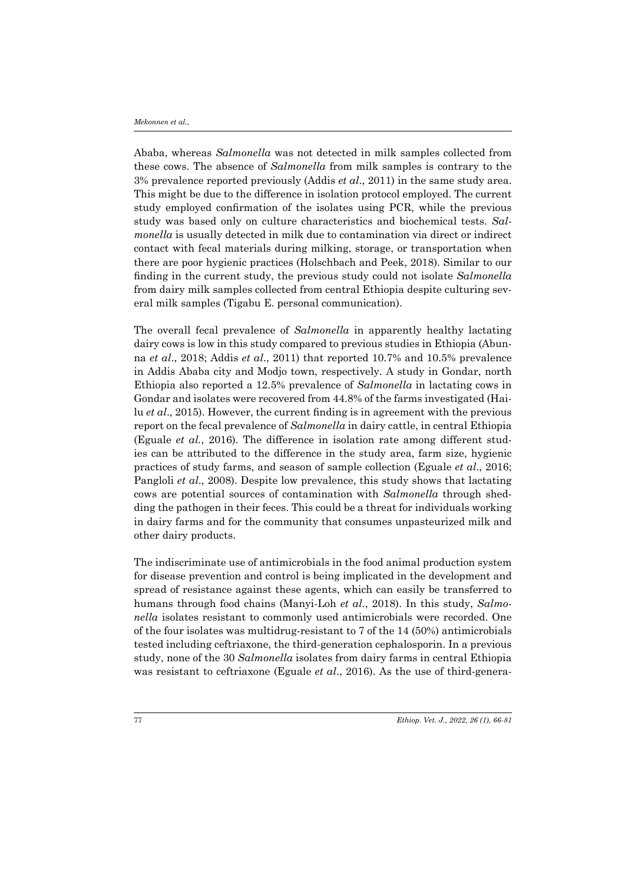Ababa, whereas *Salmonella* was not detected in milk samples collected from these cows. The absence of *Salmonella* from milk samples is contrary to the 3% prevalence reported previously (Addis *et al*., 2011) in the same study area. This might be due to the difference in isolation protocol employed. The current study employed confirmation of the isolates using PCR, while the previous study was based only on culture characteristics and biochemical tests. *Salmonella* is usually detected in milk due to contamination via direct or indirect contact with fecal materials during milking, storage, or transportation when there are poor hygienic practices (Holschbach and Peek, 2018). Similar to our finding in the current study, the previous study could not isolate *Salmonella* from dairy milk samples collected from central Ethiopia despite culturing several milk samples (Tigabu E. personal communication).

The overall fecal prevalence of *Salmonella* in apparently healthy lactating dairy cows is low in this study compared to previous studies in Ethiopia (Abunna *et al*., 2018; Addis *et al*., 2011) that reported 10.7% and 10.5% prevalence in Addis Ababa city and Modjo town, respectively. A study in Gondar, north Ethiopia also reported a 12.5% prevalence of *Salmonella* in lactating cows in Gondar and isolates were recovered from 44.8% of the farms investigated (Hailu *et al*., 2015). However, the current finding is in agreement with the previous report on the fecal prevalence of *Salmonella* in dairy cattle, in central Ethiopia (Eguale *et al*., 2016). The difference in isolation rate among different studies can be attributed to the difference in the study area, farm size, hygienic practices of study farms, and season of sample collection (Eguale *et al*., 2016; Pangloli *et al*., 2008). Despite low prevalence, this study shows that lactating cows are potential sources of contamination with *Salmonella* through shedding the pathogen in their feces. This could be a threat for individuals working in dairy farms and for the community that consumes unpasteurized milk and other dairy products.

The indiscriminate use of antimicrobials in the food animal production system for disease prevention and control is being implicated in the development and spread of resistance against these agents, which can easily be transferred to humans through food chains (Manyi-Loh *et al*., 2018). In this study, *Salmonella* isolates resistant to commonly used antimicrobials were recorded. One of the four isolates was multidrug-resistant to 7 of the 14 (50%) antimicrobials tested including ceftriaxone, the third-generation cephalosporin. In a previous study, none of the 30 *Salmonella* isolates from dairy farms in central Ethiopia was resistant to ceftriaxone (Eguale *et al*., 2016). As the use of third-genera-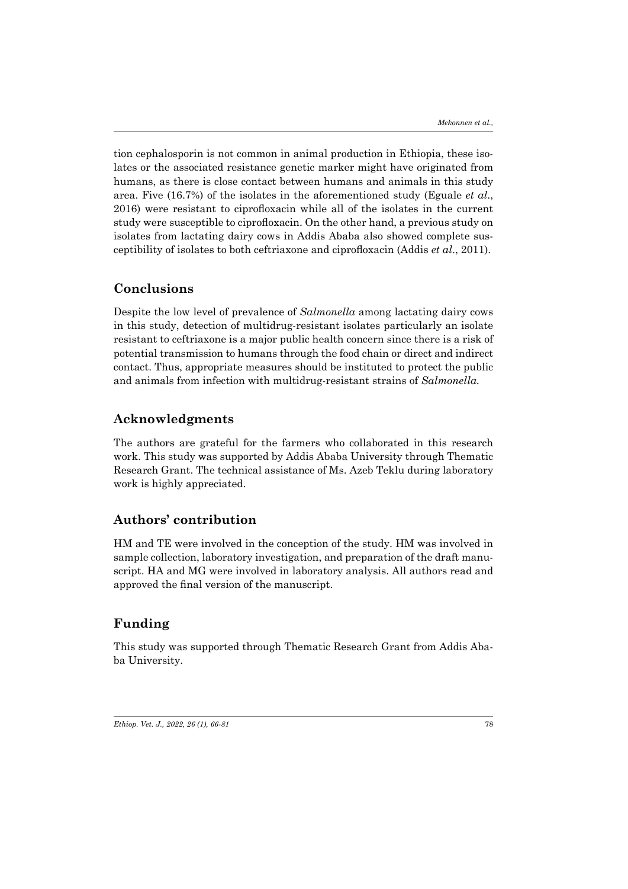tion cephalosporin is not common in animal production in Ethiopia, these isolates or the associated resistance genetic marker might have originated from humans, as there is close contact between humans and animals in this study area. Five (16.7%) of the isolates in the aforementioned study (Eguale *et al*., 2016) were resistant to ciprofloxacin while all of the isolates in the current study were susceptible to ciprofloxacin. On the other hand, a previous study on isolates from lactating dairy cows in Addis Ababa also showed complete susceptibility of isolates to both ceftriaxone and ciprofloxacin (Addis *et al*., 2011).

## Conclusions

Despite the low level of prevalence of *Salmonella* among lactating dairy cows in this study, detection of multidrug-resistant isolates particularly an isolate resistant to ceftriaxone is a major public health concern since there is a risk of potential transmission to humans through the food chain or direct and indirect contact. Thus, appropriate measures should be instituted to protect the public and animals from infection with multidrug-resistant strains of *Salmonella.*

## Acknowledgments

The authors are grateful for the farmers who collaborated in this research work. This study was supported by Addis Ababa University through Thematic Research Grant. The technical assistance of Ms. Azeb Teklu during laboratory work is highly appreciated.

## Authors' contribution

HM and TE were involved in the conception of the study. HM was involved in sample collection, laboratory investigation, and preparation of the draft manuscript. HA and MG were involved in laboratory analysis. All authors read and approved the final version of the manuscript.

## Funding

This study was supported through Thematic Research Grant from Addis Ababa University.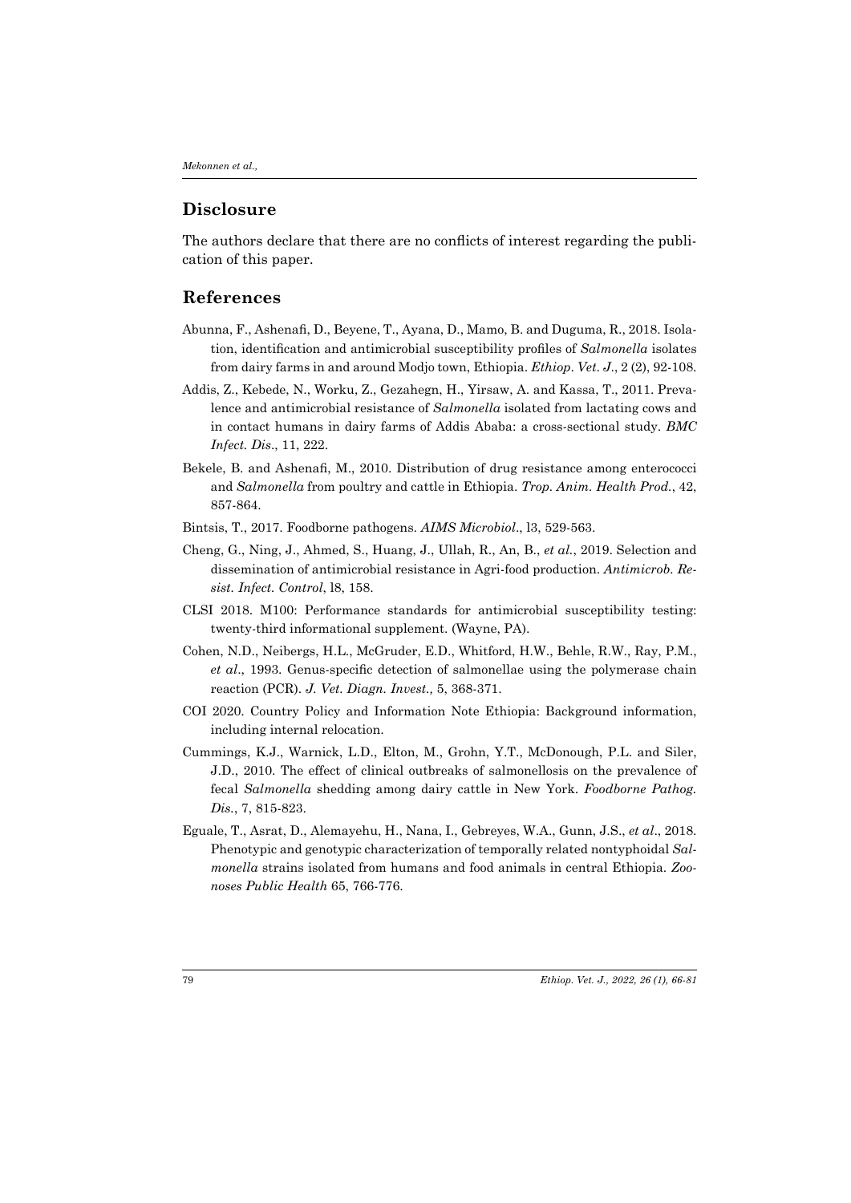## Disclosure

The authors declare that there are no conflicts of interest regarding the publication of this paper.

## References

Abunna, F., Ashenafi, D., Beyene, T., Ayana, D., Mamo, B. and Duguma, R., 2018. Isolation, identification and antimicrobial susceptibility profiles of *Salmonella* isolates from dairy farms in and around Modjo town, Ethiopia. *Ethiop. Vet. J*., 2 (2), 92-108.

Addis, Z., Kebede, N., Worku, Z., Gezahegn, H., Yirsaw, A. and Kassa, T., 2011. Prevalence and antimicrobial resistance of *Salmonella* isolated from lactating cows and in contact humans in dairy farms of Addis Ababa: a cross-sectional study. *BMC Infect. Dis*., 11, 222.

Bekele, B. and Ashenafi, M., 2010. Distribution of drug resistance among enterococci and *Salmonella* from poultry and cattle in Ethiopia. *Trop. Anim. Health Prod.*, 42, 857-864.

Bintsis, T., 2017. Foodborne pathogens. *AIMS Microbiol*., l3, 529-563.

Cheng, G., Ning, J., Ahmed, S., Huang, J., Ullah, R., An, B., *et al.*, 2019. Selection and dissemination of antimicrobial resistance in Agri-food production. *Antimicrob. Resist. Infect. Control*, l8, 158.

CLSI 2018. M100: Performance standards for antimicrobial susceptibility testing: twenty-third informational supplement. (Wayne, PA).

Cohen, N.D., Neibergs, H.L., McGruder, E.D., Whitford, H.W., Behle, R.W., Ray, P.M., *et al*., 1993. Genus-specific detection of salmonellae using the polymerase chain reaction (PCR). *J. Vet. Diagn. Invest.,* 5, 368-371.

COI 2020. Country Policy and Information Note Ethiopia: Background information, including internal relocation.

Cummings, K.J., Warnick, L.D., Elton, M., Grohn, Y.T., McDonough, P.L. and Siler, J.D., 2010. The effect of clinical outbreaks of salmonellosis on the prevalence of fecal *Salmonella* shedding among dairy cattle in New York. *Foodborne Pathog. Dis.*, 7, 815-823.

Eguale, T., Asrat, D., Alemayehu, H., Nana, I., Gebreyes, W.A., Gunn, J.S., *et al*., 2018. Phenotypic and genotypic characterization of temporally related nontyphoidal *Salmonella* strains isolated from humans and food animals in central Ethiopia. *Zoonoses Public Health* 65, 766-776.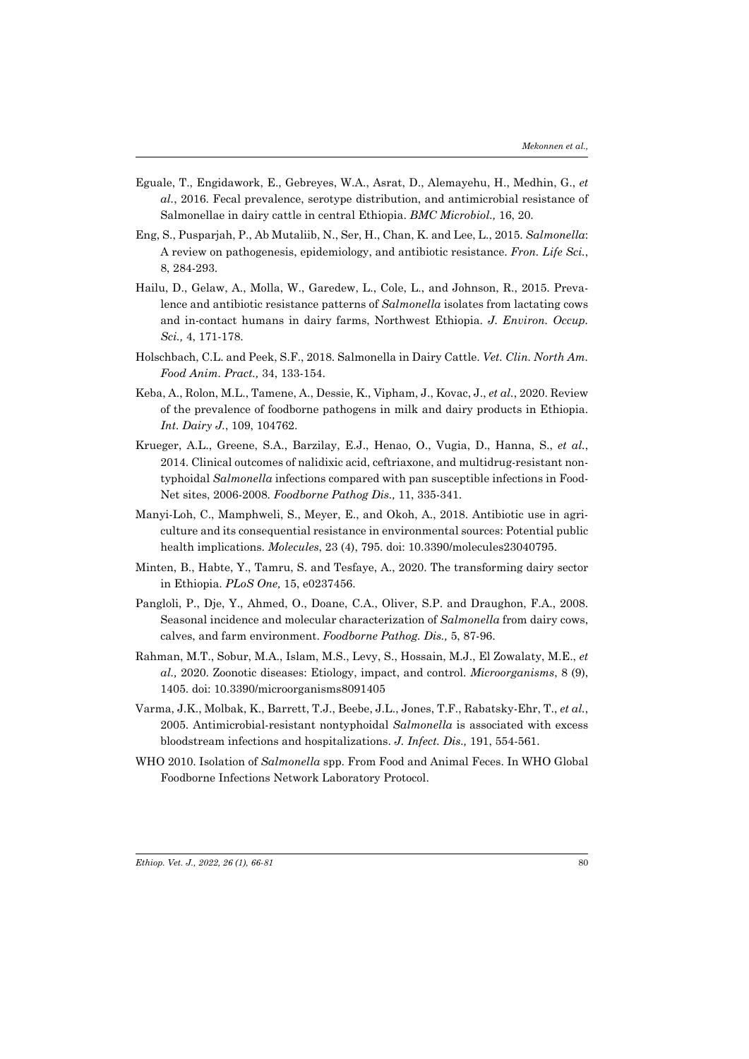Eguale, T., Engidawork, E., Gebreyes, W.A., Asrat, D., Alemayehu, H., Medhin, G., *et al.*, 2016. Fecal prevalence, serotype distribution, and antimicrobial resistance of Salmonellae in dairy cattle in central Ethiopia. *BMC Microbiol.,* 16, 20.

Eng, S., Pusparjah, P., Ab Mutaliib, N., Ser, H., Chan, K. and Lee, L., 2015. *Salmonella*: A review on pathogenesis, epidemiology, and antibiotic resistance. *Fron. Life Sci.*, 8, 284-293.

Hailu, D., Gelaw, A., Molla, W., Garedew, L., Cole, L., and Johnson, R., 2015. Prevalence and antibiotic resistance patterns of *Salmonella* isolates from lactating cows and in-contact humans in dairy farms, Northwest Ethiopia. *J. Environ. Occup. Sci.,* 4, 171-178.

Holschbach, C.L. and Peek, S.F., 2018. Salmonella in Dairy Cattle. *Vet. Clin. North Am. Food Anim. Pract.,* 34, 133-154.

Keba, A., Rolon, M.L., Tamene, A., Dessie, K., Vipham, J., Kovac, J., *et al.*, 2020. Review of the prevalence of foodborne pathogens in milk and dairy products in Ethiopia. *Int. Dairy J.*, 109, 104762.

Krueger, A.L., Greene, S.A., Barzilay, E.J., Henao, O., Vugia, D., Hanna, S., *et al.*, 2014. Clinical outcomes of nalidixic acid, ceftriaxone, and multidrug-resistant nontyphoidal *Salmonella* infections compared with pan susceptible infections in FoodNet sites, 2006-2008. *Foodborne Pathog Dis.,* 11, 335-341.

Manyi-Loh, C., Mamphweli, S., Meyer, E., and Okoh, A., 2018. Antibiotic use in agriculture and its consequential resistance in environmental sources: Potential public health implications. *Molecules*, 23 (4), 795. doi: 10.3390/molecules23040795.

Minten, B., Habte, Y., Tamru, S. and Tesfaye, A., 2020. The transforming dairy sector in Ethiopia. *PLoS One,* 15, e0237456.

Pangloli, P., Dje, Y., Ahmed, O., Doane, C.A., Oliver, S.P. and Draughon, F.A., 2008. Seasonal incidence and molecular characterization of *Salmonella* from dairy cows, calves, and farm environment. *Foodborne Pathog. Dis.,* 5, 87-96.

Rahman, M.T., Sobur, M.A., Islam, M.S., Levy, S., Hossain, M.J., El Zowalaty, M.E., *et al.,* 2020. Zoonotic diseases: Etiology, impact, and control. *Microorganisms*, 8 (9), 1405. doi: 10.3390/microorganisms8091405

Varma, J.K., Molbak, K., Barrett, T.J., Beebe, J.L., Jones, T.F., Rabatsky-Ehr, T., *et al.*, 2005. Antimicrobial-resistant nontyphoidal *Salmonella* is associated with excess bloodstream infections and hospitalizations. *J. Infect. Dis.,* 191, 554-561.

WHO 2010. Isolation of *Salmonella* spp. From Food and Animal Feces. In WHO Global Foodborne Infections Network Laboratory Protocol.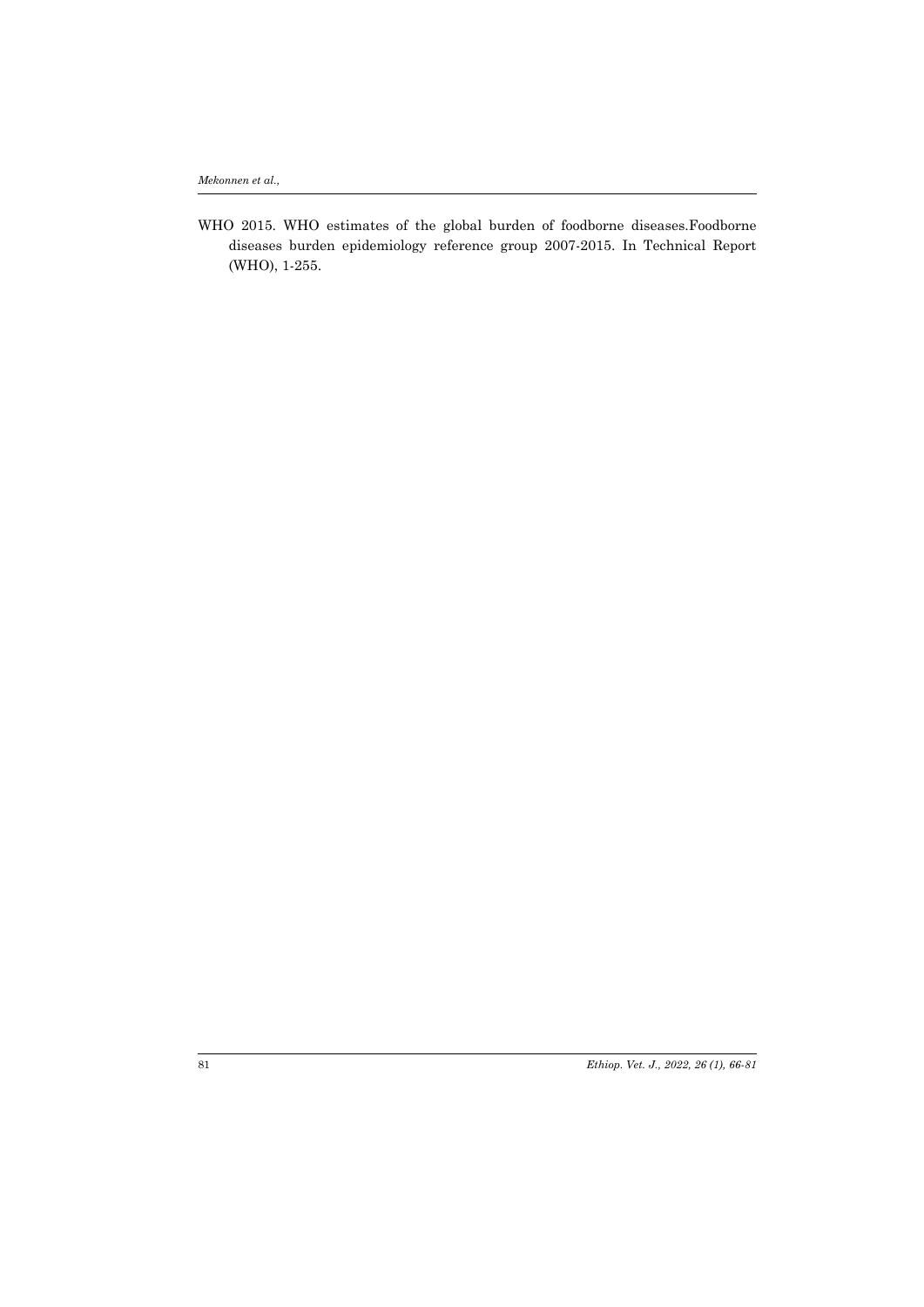WHO 2015. WHO estimates of the global burden of foodborne diseases.Foodborne diseases burden epidemiology reference group 2007-2015. In Technical Report (WHO), 1-255.